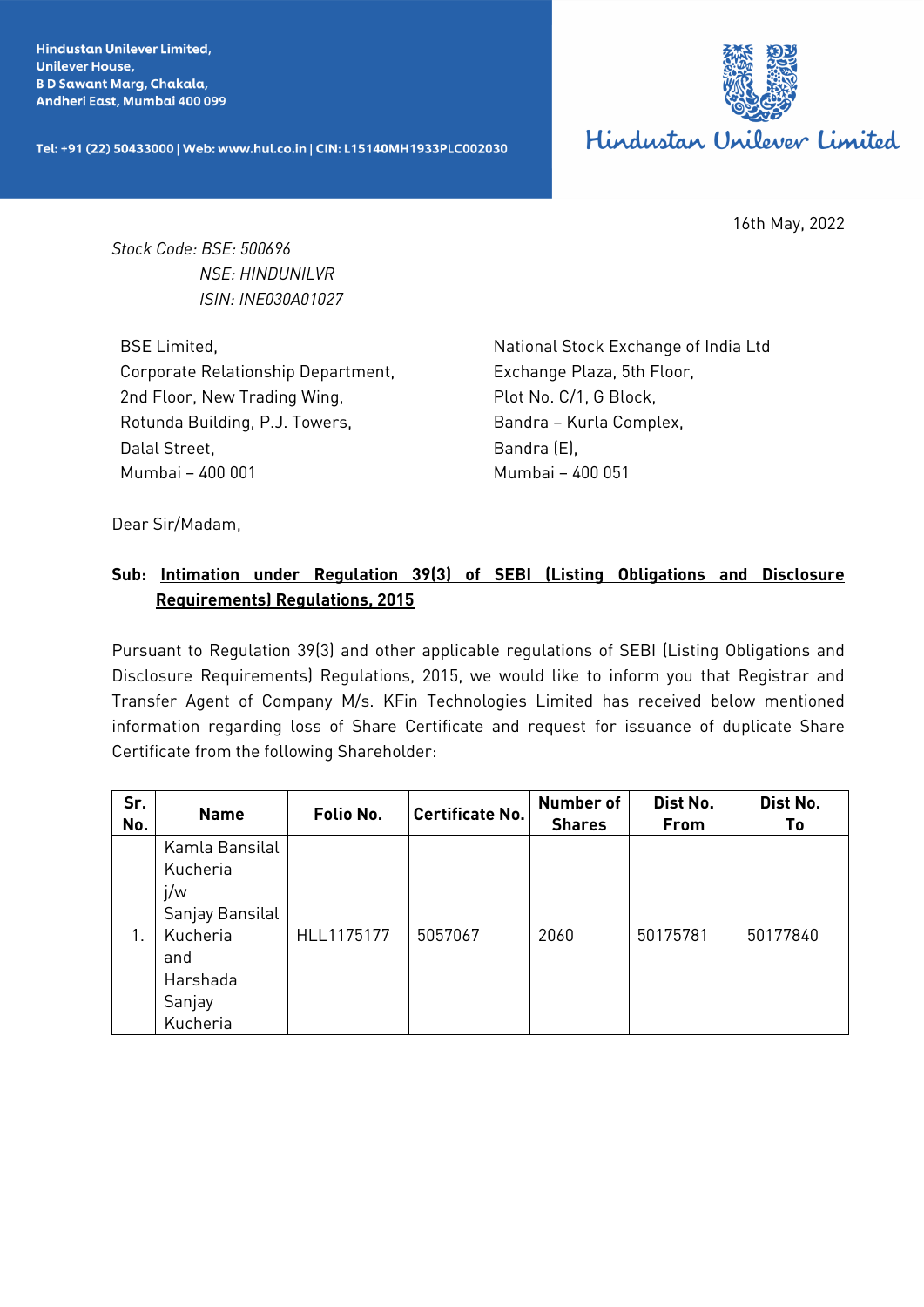Hindustan Unilever Limited,
Unilever House,
B D Sawant Marg, Chakala,
Andheri East, Mumbai 400 099

Tel: +91 (22) 50433000 | Web: www.hul.co.in | CIN: L15140MH1933PLC002030

Hindustan Unilever Limited

16th May, 2022

*Stock Code: BSE: 500696*
*NSE: HINDUNILVR*
*ISIN: INE030A01027*

BSE Limited,
Corporate Relationship Department,
2nd Floor, New Trading Wing,
Rotunda Building, P.J. Towers,
Dalal Street,
Mumbai – 400 001

National Stock Exchange of India Ltd
Exchange Plaza, 5th Floor,
Plot No. C/1, G Block,
Bandra – Kurla Complex,
Bandra (E),
Mumbai – 400 051

Dear Sir/Madam,

**Sub: Intimation under Regulation 39(3) of SEBI (Listing Obligations and Disclosure Requirements) Regulations, 2015**

Pursuant to Regulation 39(3) and other applicable regulations of SEBI (Listing Obligations and Disclosure Requirements) Regulations, 2015, we would like to inform you that Registrar and Transfer Agent of Company M/s. KFin Technologies Limited has received below mentioned information regarding loss of Share Certificate and request for issuance of duplicate Share Certificate from the following Shareholder:

| Sr. No. | Name | Folio No. | Certificate No. | Number of Shares | Dist No. From | Dist No. To |
|---|---|---|---|---|---|---|
| 1. | Kamla Bansilal Kucheria j/w Sanjay Bansilal Kucheria and Harshada Sanjay Kucheria | HLL1175177 | 5057067 | 2060 | 50175781 | 50177840 |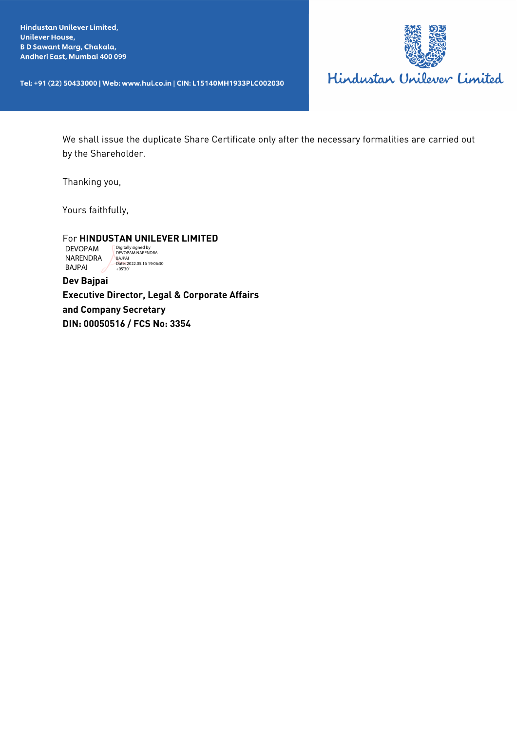We shall issue the duplicate Share Certificate only after the necessary formalities are carried out by the Shareholder.

Thanking you,

Yours faithfully,

For **HINDUSTAN UNILEVER LIMITED**

DEVOPAM NARENDRA BAJPAI

Digitally signed by DEVOPAM NARENDRA BAJPAI
Date: 2022.05.16 19:06:30 +05'30'

**Dev Bajpai**
**Executive Director, Legal & Corporate Affairs**
**and Company Secretary**
**DIN: 00050516 / FCS No: 3354**